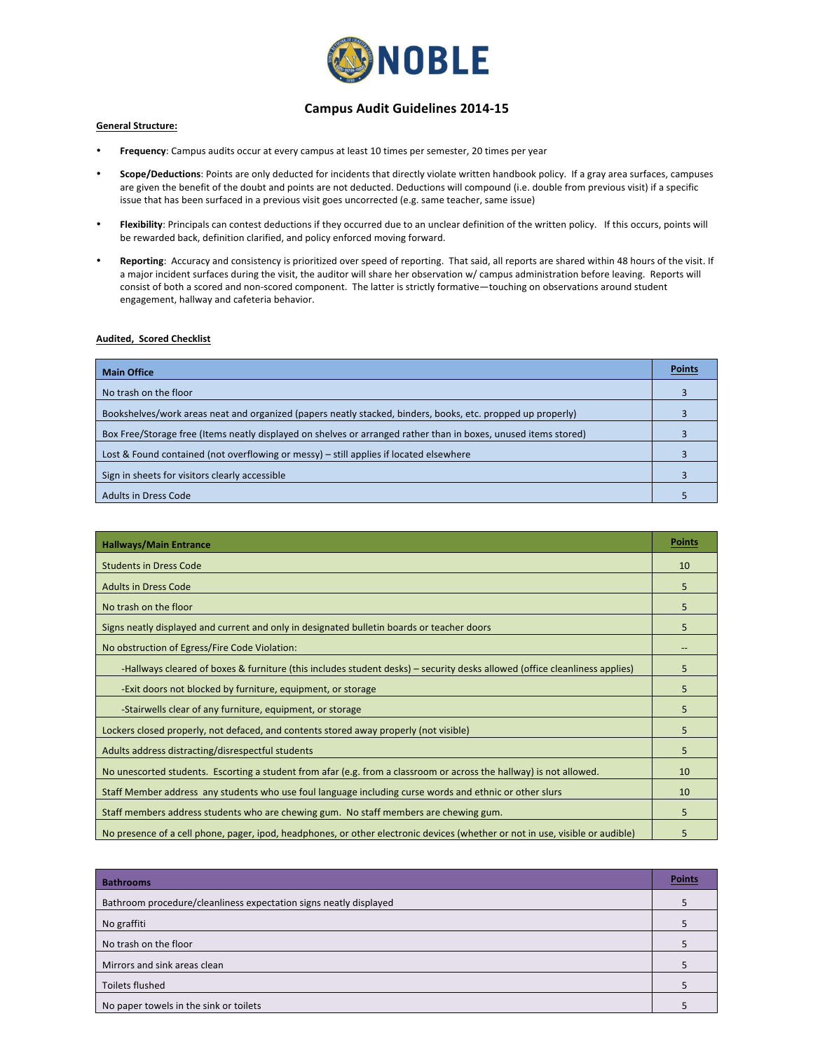# NOBLE

## Campus Audit Guidelines 2014-15

**General Structure:**

- **Frequency**: Campus audits occur at every campus at least 10 times per semester, 20 times per year
- **Scope/Deductions**: Points are only deducted for incidents that directly violate written handbook policy. If a gray area surfaces, campuses are given the benefit of the doubt and points are not deducted. Deductions will compound (i.e. double from previous visit) if a specific issue that has been surfaced in a previous visit goes uncorrected (e.g. same teacher, same issue)
- **Flexibility**: Principals can contest deductions if they occurred due to an unclear definition of the written policy. If this occurs, points will be rewarded back, definition clarified, and policy enforced moving forward.
- **Reporting**: Accuracy and consistency is prioritized over speed of reporting. That said, all reports are shared within 48 hours of the visit. If a major incident surfaces during the visit, the auditor will share her observation w/ campus administration before leaving. Reports will consist of both a scored and non-scored component. The latter is strictly formative—touching on observations around student engagement, hallway and cafeteria behavior.

**Audited, Scored Checklist**

| Main Office | Points |
|---|---|
| No trash on the floor | 3 |
| Bookshelves/work areas neat and organized (papers neatly stacked, binders, books, etc. propped up properly) | 3 |
| Box Free/Storage free (Items neatly displayed on shelves or arranged rather than in boxes, unused items stored) | 3 |
| Lost & Found contained (not overflowing or messy) – still applies if located elsewhere | 3 |
| Sign in sheets for visitors clearly accessible | 3 |
| Adults in Dress Code | 5 |

| Hallways/Main Entrance | Points |
|---|---|
| Students in Dress Code | 10 |
| Adults in Dress Code | 5 |
| No trash on the floor | 5 |
| Signs neatly displayed and current and only in designated bulletin boards or teacher doors | 5 |
| No obstruction of Egress/Fire Code Violation: | -- |
| -Hallways cleared of boxes & furniture (this includes student desks) – security desks allowed (office cleanliness applies) | 5 |
| -Exit doors not blocked by furniture, equipment, or storage | 5 |
| -Stairwells clear of any furniture, equipment, or storage | 5 |
| Lockers closed properly, not defaced, and contents stored away properly (not visible) | 5 |
| Adults address distracting/disrespectful students | 5 |
| No unescorted students. Escorting a student from afar (e.g. from a classroom or across the hallway) is not allowed. | 10 |
| Staff Member address any students who use foul language including curse words and ethnic or other slurs | 10 |
| Staff members address students who are chewing gum. No staff members are chewing gum. | 5 |
| No presence of a cell phone, pager, ipod, headphones, or other electronic devices (whether or not in use, visible or audible) | 5 |

| Bathrooms | Points |
|---|---|
| Bathroom procedure/cleanliness expectation signs neatly displayed | 5 |
| No graffiti | 5 |
| No trash on the floor | 5 |
| Mirrors and sink areas clean | 5 |
| Toilets flushed | 5 |
| No paper towels in the sink or toilets | 5 |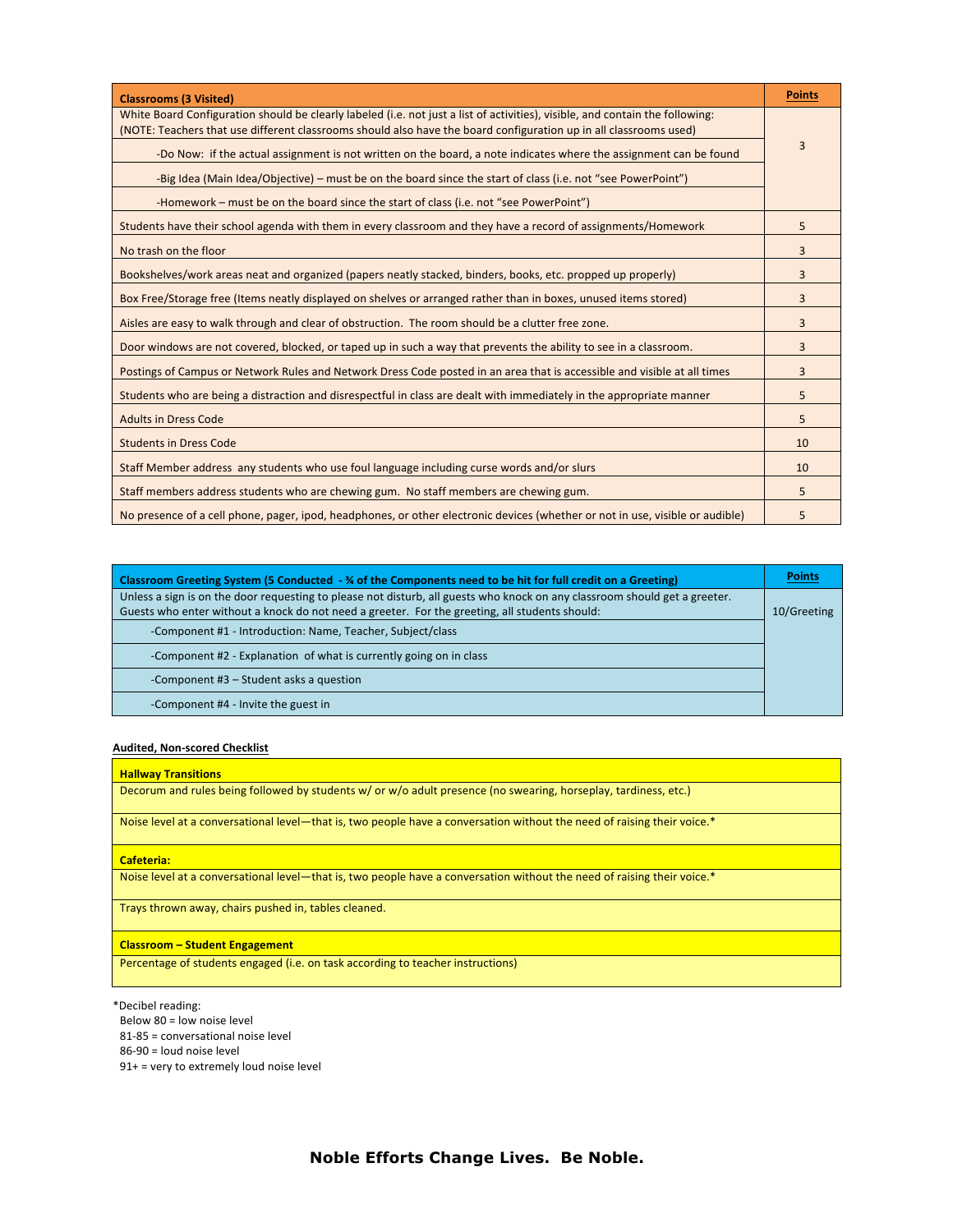| Classrooms (3 Visited) | Points |
|---|---|
| White Board Configuration should be clearly labeled (i.e. not just a list of activities), visible, and contain the following: (NOTE: Teachers that use different classrooms should also have the board configuration up in all classrooms used) | 3 |
| -Do Now: if the actual assignment is not written on the board, a note indicates where the assignment can be found | |
| -Big Idea (Main Idea/Objective) – must be on the board since the start of class (i.e. not "see PowerPoint") | |
| -Homework – must be on the board since the start of class (i.e. not "see PowerPoint") | |
| Students have their school agenda with them in every classroom and they have a record of assignments/Homework | 5 |
| No trash on the floor | 3 |
| Bookshelves/work areas neat and organized (papers neatly stacked, binders, books, etc. propped up properly) | 3 |
| Box Free/Storage free (Items neatly displayed on shelves or arranged rather than in boxes, unused items stored) | 3 |
| Aisles are easy to walk through and clear of obstruction. The room should be a clutter free zone. | 3 |
| Door windows are not covered, blocked, or taped up in such a way that prevents the ability to see in a classroom. | 3 |
| Postings of Campus or Network Rules and Network Dress Code posted in an area that is accessible and visible at all times | 3 |
| Students who are being a distraction and disrespectful in class are dealt with immediately in the appropriate manner | 5 |
| Adults in Dress Code | 5 |
| Students in Dress Code | 10 |
| Staff Member address any students who use foul language including curse words and/or slurs | 10 |
| Staff members address students who are chewing gum. No staff members are chewing gum. | 5 |
| No presence of a cell phone, pager, ipod, headphones, or other electronic devices (whether or not in use, visible or audible) | 5 |

| Classroom Greeting System (5 Conducted - ¾ of the Components need to be hit for full credit on a Greeting) | Points |
|---|---|
| Unless a sign is on the door requesting to please not disturb, all guests who knock on any classroom should get a greeter. Guests who enter without a knock do not need a greeter. For the greeting, all students should: | 10/Greeting |
| -Component #1 - Introduction: Name, Teacher, Subject/class | |
| -Component #2 - Explanation of what is currently going on in class | |
| -Component #3 – Student asks a question | |
| -Component #4 - Invite the guest in | |

**Audited, Non-scored Checklist**

| Hallway Transitions |
|---|
| Decorum and rules being followed by students w/ or w/o adult presence (no swearing, horseplay, tardiness, etc.) |
| Noise level at a conversational level—that is, two people have a conversation without the need of raising their voice.* |
| **Cafeteria:** |
| Noise level at a conversational level—that is, two people have a conversation without the need of raising their voice.* |
| Trays thrown away, chairs pushed in, tables cleaned. |
| **Classroom – Student Engagement** |
| Percentage of students engaged (i.e. on task according to teacher instructions) |

*Decibel reading:
- Below 80 = low noise level
- 81-85 = conversational noise level
- 86-90 = loud noise level
- 91+ = very to extremely loud noise level

**Noble Efforts Change Lives. Be Noble.**